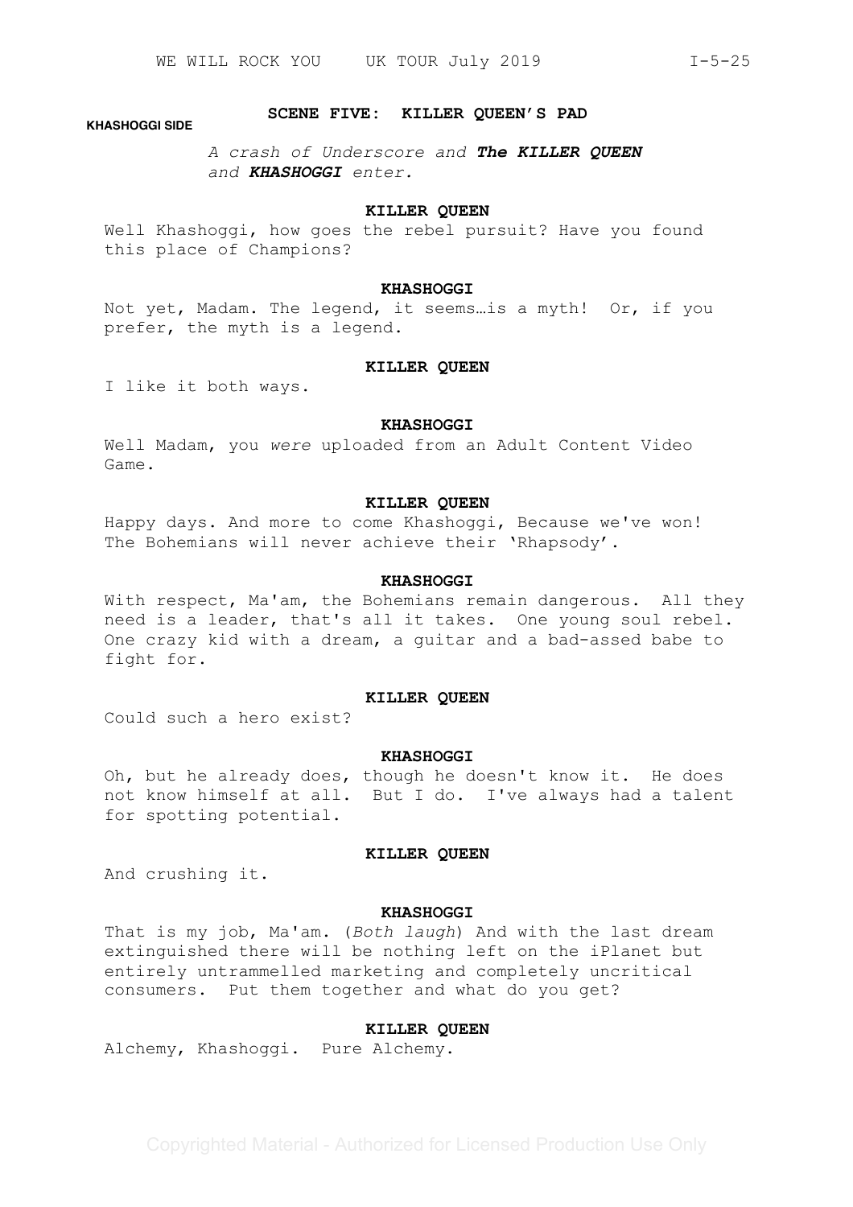**KHASHOGGI SIDE**

## SCENE FIVE: KILLER QUEEN'S PAD

*A crash of Underscore and **The KILLER QUEEN** and **KHASHOGGI** enter.*

**KILLER QUEEN**

Well Khashoggi, how goes the rebel pursuit? Have you found this place of Champions?

**KHASHOGGI**

Not yet, Madam. The legend, it seems…is a myth! Or, if you prefer, the myth is a legend.

**KILLER QUEEN**

I like it both ways.

**KHASHOGGI**

Well Madam, you *were* uploaded from an Adult Content Video Game.

**KILLER QUEEN**

Happy days. And more to come Khashoggi, Because we've won! The Bohemians will never achieve their 'Rhapsody'.

**KHASHOGGI**

With respect, Ma'am, the Bohemians remain dangerous. All they need is a leader, that's all it takes. One young soul rebel. One crazy kid with a dream, a guitar and a bad-assed babe to fight for.

**KILLER QUEEN**

Could such a hero exist?

**KHASHOGGI**

Oh, but he already does, though he doesn't know it. He does not know himself at all. But I do. I've always had a talent for spotting potential.

**KILLER QUEEN**

And crushing it.

**KHASHOGGI**

That is my job, Ma'am. (*Both laugh*) And with the last dream extinguished there will be nothing left on the iPlanet but entirely untrammelled marketing and completely uncritical consumers. Put them together and what do you get?

**KILLER QUEEN**

Alchemy, Khashoggi. Pure Alchemy.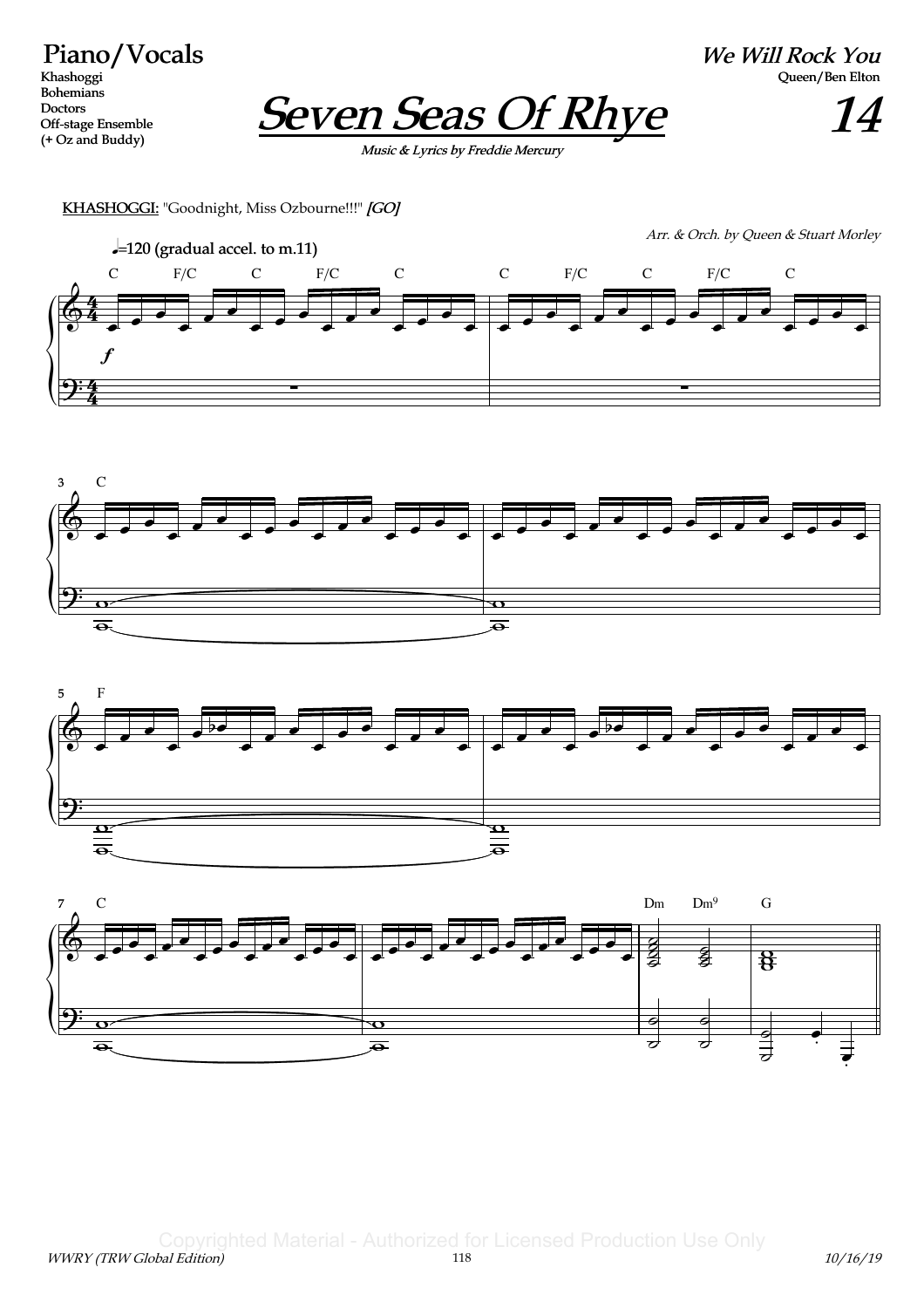**Piano/Vocals**
Khashoggi
Bohemians
Doctors
Off-stage Ensemble
(+ Oz and Buddy)

***We Will Rock You***
**Queen/Ben Elton**

# *Seven Seas Of Rhye*

## *14*

***Music & Lyrics by Freddie Mercury***

KHASHOGGI: "Goodnight, Miss Ozbourne!!!" ***[GO]***

*Arr. & Orch. by Queen & Stuart Morley*

♩=120 (gradual accel. to m.11)

C F/C C F/C C C F/C C F/C C

*f*

3 C

5 F

7 C Dm Dm9 G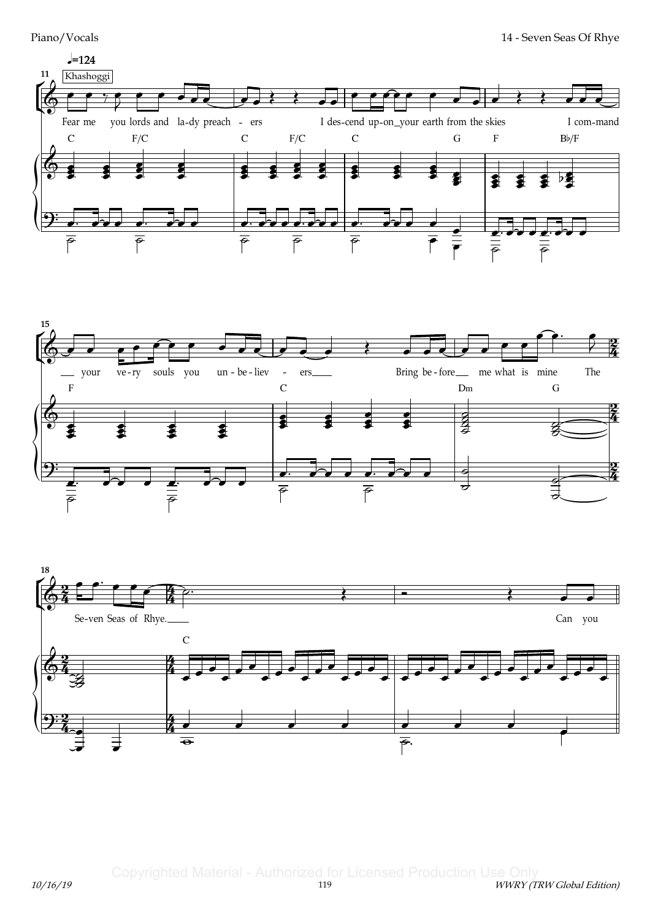♩=124

Khashoggi

Fear me you lords and la-dy preach - ers I des-cend up-on your earth from the skies I com-mand

C F/C C F/C C G F B♭/F

your ve-ry souls you un-be-liev - ers Bring be-fore me what is mine The

F C Dm G

Se-ven Seas of Rhye. Can you

C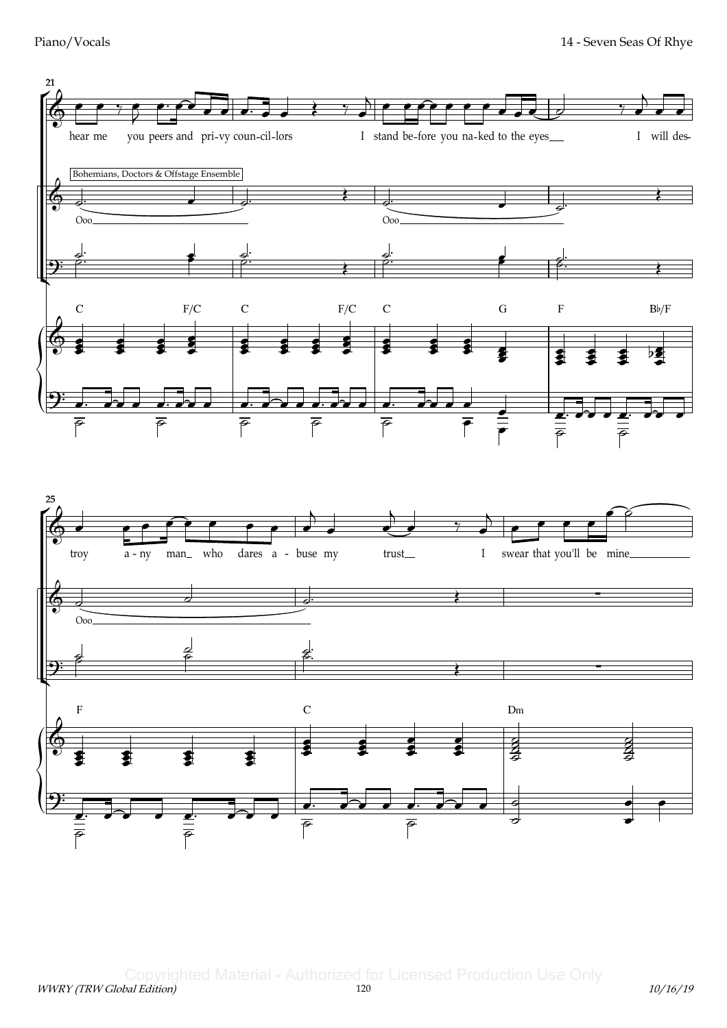21

hear me you peers and pri-vy coun-cil-lors I stand be-fore you na-ked to the eyes I will des-

Bohemians, Doctors & Offstage Ensemble

Ooo Ooo

C F/C C F/C C G F B♭/F

25

troy a-ny man who dares a-buse my trust I swear that you'll be mine

Ooo

F C Dm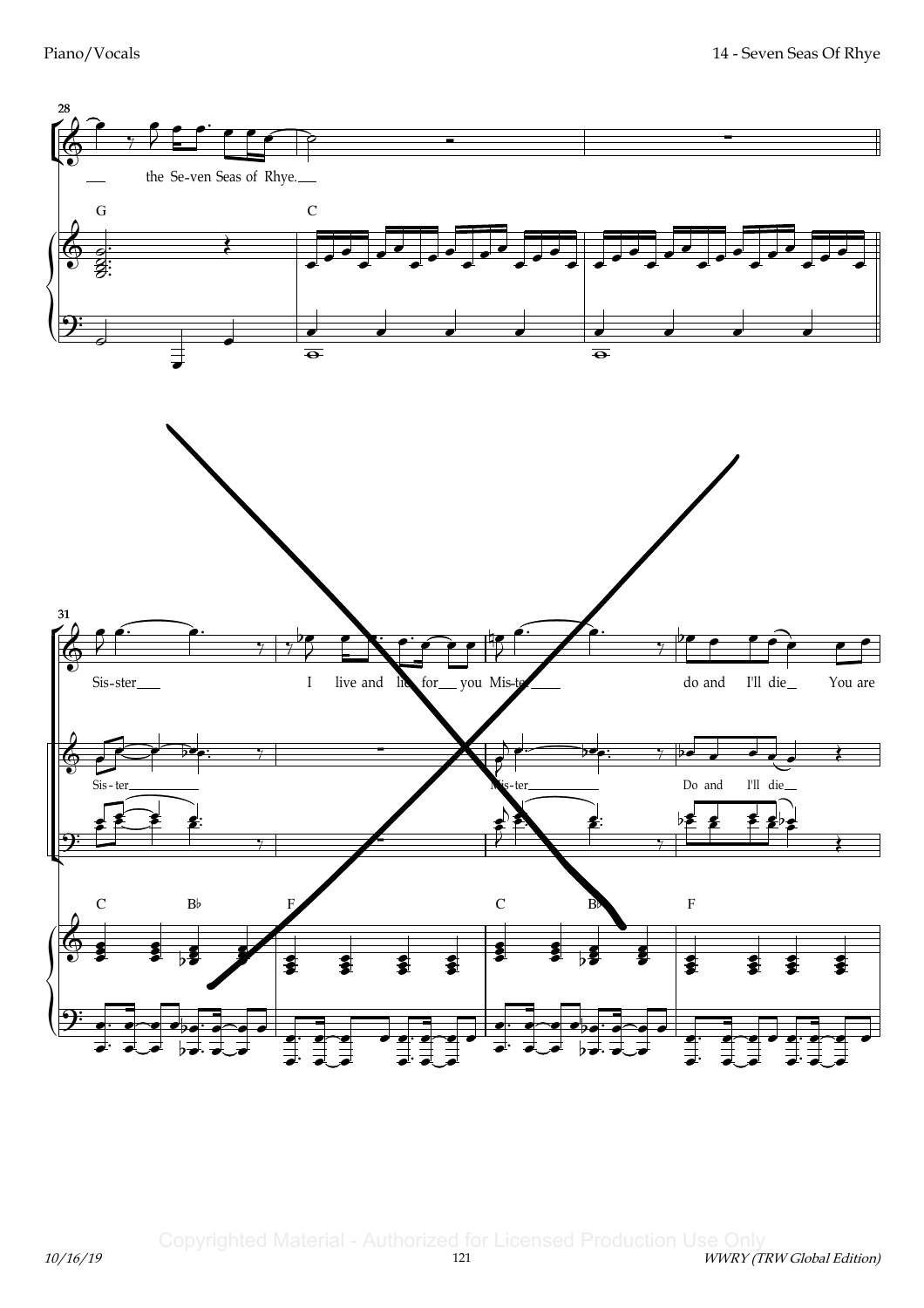28

the Se-ven Seas of Rhye.

G C

31

Sis-ter I live and lie for you Mis-ter do and I'll die You are

Sis-ter Mis-ter Do and I'll die

C B♭ F C B♭ F

Copyrighted Material - Authorized for Licensed Production Use Only